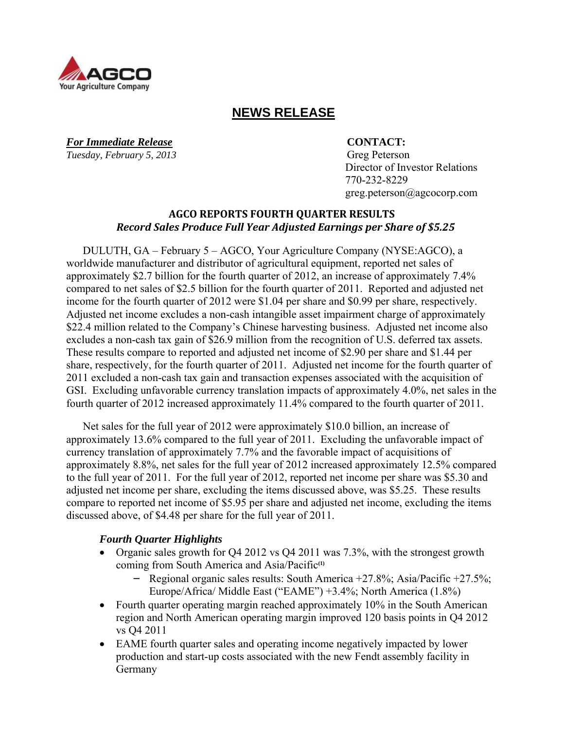AGCO
Your Agriculture Company

# NEWS RELEASE

***For Immediate Release***
*Tuesday, February 5, 2013*

**CONTACT:**
Greg Peterson
Director of Investor Relations
770-232-8229
greg.peterson@agcocorp.com

## AGCO REPORTS FOURTH QUARTER RESULTS
### *Record Sales Produce Full Year Adjusted Earnings per Share of $5.25*

DULUTH, GA – February 5 – AGCO, Your Agriculture Company (NYSE:AGCO), a worldwide manufacturer and distributor of agricultural equipment, reported net sales of approximately $2.7 billion for the fourth quarter of 2012, an increase of approximately 7.4% compared to net sales of $2.5 billion for the fourth quarter of 2011. Reported and adjusted net income for the fourth quarter of 2012 were $1.04 per share and $0.99 per share, respectively. Adjusted net income excludes a non-cash intangible asset impairment charge of approximately $22.4 million related to the Company's Chinese harvesting business. Adjusted net income also excludes a non-cash tax gain of $26.9 million from the recognition of U.S. deferred tax assets. These results compare to reported and adjusted net income of $2.90 per share and $1.44 per share, respectively, for the fourth quarter of 2011. Adjusted net income for the fourth quarter of 2011 excluded a non-cash tax gain and transaction expenses associated with the acquisition of GSI. Excluding unfavorable currency translation impacts of approximately 4.0%, net sales in the fourth quarter of 2012 increased approximately 11.4% compared to the fourth quarter of 2011.

Net sales for the full year of 2012 were approximately $10.0 billion, an increase of approximately 13.6% compared to the full year of 2011. Excluding the unfavorable impact of currency translation of approximately 7.7% and the favorable impact of acquisitions of approximately 8.8%, net sales for the full year of 2012 increased approximately 12.5% compared to the full year of 2011. For the full year of 2012, reported net income per share was $5.30 and adjusted net income per share, excluding the items discussed above, was $5.25. These results compare to reported net income of $5.95 per share and adjusted net income, excluding the items discussed above, of $4.48 per share for the full year of 2011.

***Fourth Quarter Highlights***

- Organic sales growth for Q4 2012 vs Q4 2011 was 7.3%, with the strongest growth coming from South America and Asia/Pacific[1]
  - Regional organic sales results: South America +27.8%; Asia/Pacific +27.5%; Europe/Africa/ Middle East ("EAME") +3.4%; North America (1.8%)
- Fourth quarter operating margin reached approximately 10% in the South American region and North American operating margin improved 120 basis points in Q4 2012 vs Q4 2011
- EAME fourth quarter sales and operating income negatively impacted by lower production and start-up costs associated with the new Fendt assembly facility in Germany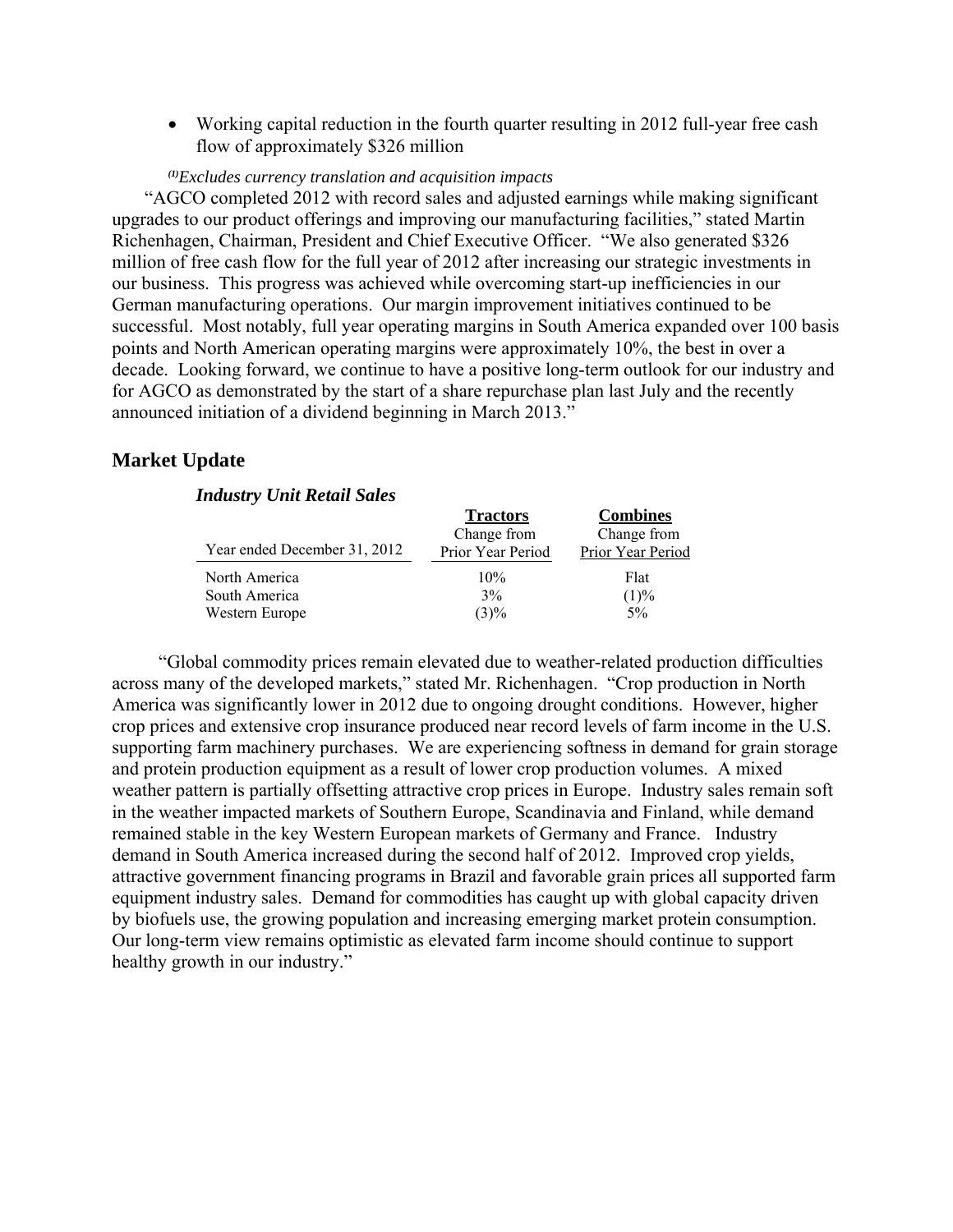- Working capital reduction in the fourth quarter resulting in 2012 full-year free cash flow of approximately $326 million

*[(1)]Excludes currency translation and acquisition impacts*

"AGCO completed 2012 with record sales and adjusted earnings while making significant upgrades to our product offerings and improving our manufacturing facilities," stated Martin Richenhagen, Chairman, President and Chief Executive Officer. "We also generated $326 million of free cash flow for the full year of 2012 after increasing our strategic investments in our business. This progress was achieved while overcoming start-up inefficiencies in our German manufacturing operations. Our margin improvement initiatives continued to be successful. Most notably, full year operating margins in South America expanded over 100 basis points and North American operating margins were approximately 10%, the best in over a decade. Looking forward, we continue to have a positive long-term outlook for our industry and for AGCO as demonstrated by the start of a share repurchase plan last July and the recently announced initiation of a dividend beginning in March 2013."

## Market Update

### *Industry Unit Retail Sales*

| Year ended December 31, 2012 | Tractors<br>Change from Prior Year Period | Combines<br>Change from Prior Year Period |
|---|---|---|
| North America | 10% | Flat |
| South America | 3% | (1)% |
| Western Europe | (3)% | 5% |

"Global commodity prices remain elevated due to weather-related production difficulties across many of the developed markets," stated Mr. Richenhagen. "Crop production in North America was significantly lower in 2012 due to ongoing drought conditions. However, higher crop prices and extensive crop insurance produced near record levels of farm income in the U.S. supporting farm machinery purchases. We are experiencing softness in demand for grain storage and protein production equipment as a result of lower crop production volumes. A mixed weather pattern is partially offsetting attractive crop prices in Europe. Industry sales remain soft in the weather impacted markets of Southern Europe, Scandinavia and Finland, while demand remained stable in the key Western European markets of Germany and France. Industry demand in South America increased during the second half of 2012. Improved crop yields, attractive government financing programs in Brazil and favorable grain prices all supported farm equipment industry sales. Demand for commodities has caught up with global capacity driven by biofuels use, the growing population and increasing emerging market protein consumption. Our long-term view remains optimistic as elevated farm income should continue to support healthy growth in our industry."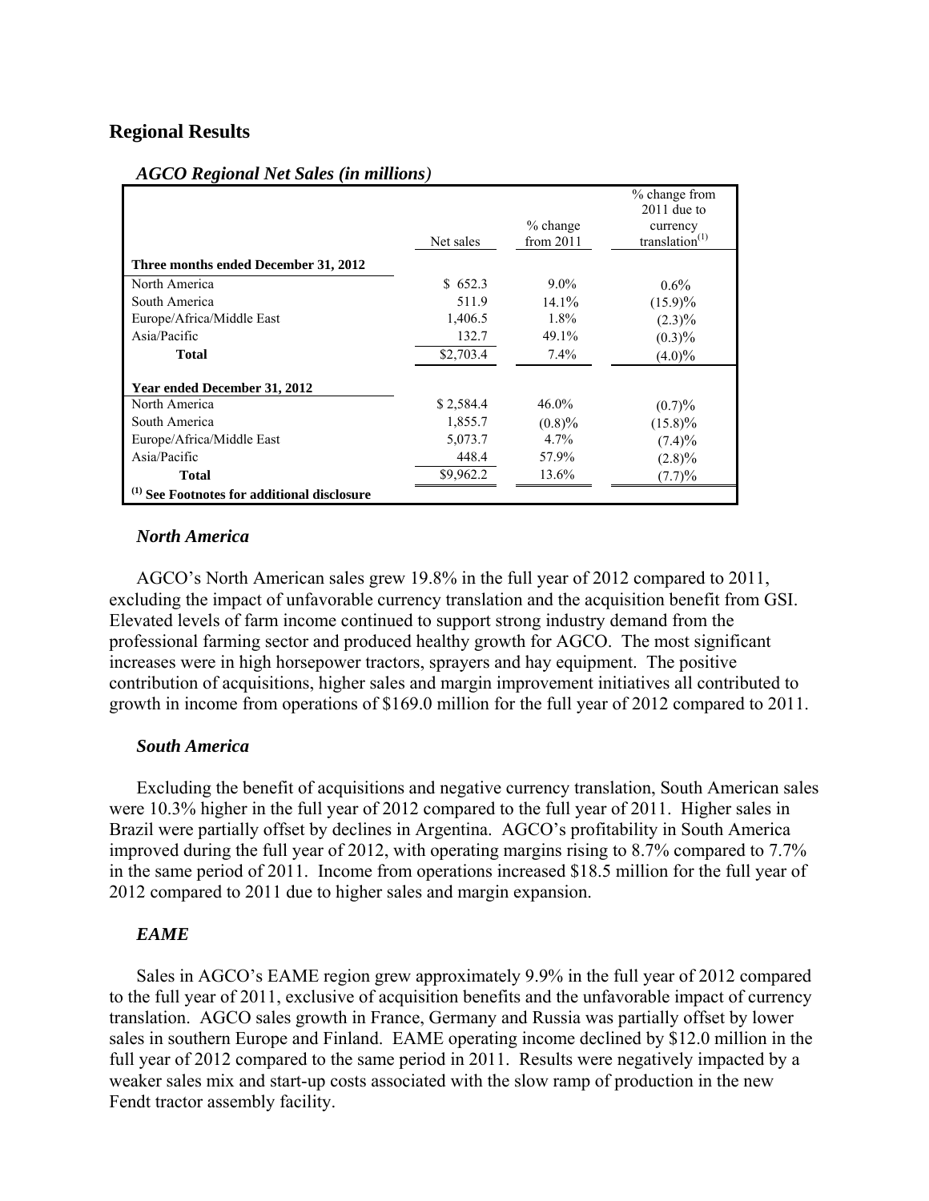## Regional Results

***AGCO Regional Net Sales (in millions)***

| | Net sales | % change from 2011 | % change from 2011 due to currency translation[(1)] |
|---|---|---|---|
| **Three months ended December 31, 2012** | | | |
| North America | $ 652.3 | 9.0% | 0.6% |
| South America | 511.9 | 14.1% | (15.9)% |
| Europe/Africa/Middle East | 1,406.5 | 1.8% | (2.3)% |
| Asia/Pacific | 132.7 | 49.1% | (0.3)% |
| **Total** | $2,703.4 | 7.4% | (4.0)% |
| **Year ended December 31, 2012** | | | |
| North America | $ 2,584.4 | 46.0% | (0.7)% |
| South America | 1,855.7 | (0.8)% | (15.8)% |
| Europe/Africa/Middle East | 5,073.7 | 4.7% | (7.4)% |
| Asia/Pacific | 448.4 | 57.9% | (2.8)% |
| **Total** | $9,962.2 | 13.6% | (7.7)% |

**[(1)] See Footnotes for additional disclosure**

### *North America*

AGCO's North American sales grew 19.8% in the full year of 2012 compared to 2011, excluding the impact of unfavorable currency translation and the acquisition benefit from GSI. Elevated levels of farm income continued to support strong industry demand from the professional farming sector and produced healthy growth for AGCO. The most significant increases were in high horsepower tractors, sprayers and hay equipment. The positive contribution of acquisitions, higher sales and margin improvement initiatives all contributed to growth in income from operations of $169.0 million for the full year of 2012 compared to 2011.

### *South America*

Excluding the benefit of acquisitions and negative currency translation, South American sales were 10.3% higher in the full year of 2012 compared to the full year of 2011. Higher sales in Brazil were partially offset by declines in Argentina. AGCO's profitability in South America improved during the full year of 2012, with operating margins rising to 8.7% compared to 7.7% in the same period of 2011. Income from operations increased $18.5 million for the full year of 2012 compared to 2011 due to higher sales and margin expansion.

### *EAME*

Sales in AGCO's EAME region grew approximately 9.9% in the full year of 2012 compared to the full year of 2011, exclusive of acquisition benefits and the unfavorable impact of currency translation. AGCO sales growth in France, Germany and Russia was partially offset by lower sales in southern Europe and Finland. EAME operating income declined by $12.0 million in the full year of 2012 compared to the same period in 2011. Results were negatively impacted by a weaker sales mix and start-up costs associated with the slow ramp of production in the new Fendt tractor assembly facility.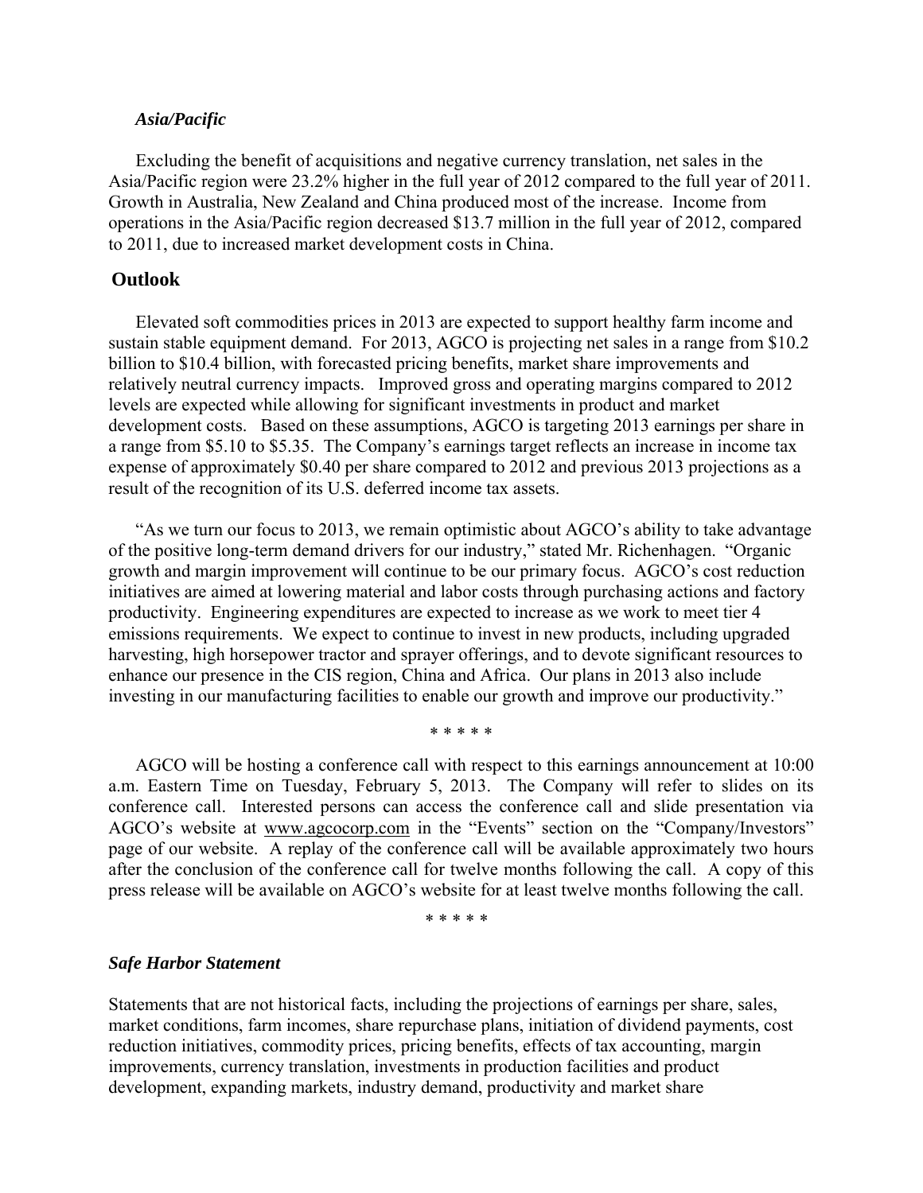### *Asia/Pacific*

Excluding the benefit of acquisitions and negative currency translation, net sales in the Asia/Pacific region were 23.2% higher in the full year of 2012 compared to the full year of 2011. Growth in Australia, New Zealand and China produced most of the increase. Income from operations in the Asia/Pacific region decreased $13.7 million in the full year of 2012, compared to 2011, due to increased market development costs in China.

## Outlook

Elevated soft commodities prices in 2013 are expected to support healthy farm income and sustain stable equipment demand. For 2013, AGCO is projecting net sales in a range from $10.2 billion to $10.4 billion, with forecasted pricing benefits, market share improvements and relatively neutral currency impacts. Improved gross and operating margins compared to 2012 levels are expected while allowing for significant investments in product and market development costs. Based on these assumptions, AGCO is targeting 2013 earnings per share in a range from $5.10 to $5.35. The Company's earnings target reflects an increase in income tax expense of approximately $0.40 per share compared to 2012 and previous 2013 projections as a result of the recognition of its U.S. deferred income tax assets.

"As we turn our focus to 2013, we remain optimistic about AGCO's ability to take advantage of the positive long-term demand drivers for our industry," stated Mr. Richenhagen. "Organic growth and margin improvement will continue to be our primary focus. AGCO's cost reduction initiatives are aimed at lowering material and labor costs through purchasing actions and factory productivity. Engineering expenditures are expected to increase as we work to meet tier 4 emissions requirements. We expect to continue to invest in new products, including upgraded harvesting, high horsepower tractor and sprayer offerings, and to devote significant resources to enhance our presence in the CIS region, China and Africa. Our plans in 2013 also include investing in our manufacturing facilities to enable our growth and improve our productivity."

\* \* \* \* \*

AGCO will be hosting a conference call with respect to this earnings announcement at 10:00 a.m. Eastern Time on Tuesday, February 5, 2013. The Company will refer to slides on its conference call. Interested persons can access the conference call and slide presentation via AGCO's website at www.agcocorp.com in the "Events" section on the "Company/Investors" page of our website. A replay of the conference call will be available approximately two hours after the conclusion of the conference call for twelve months following the call. A copy of this press release will be available on AGCO's website for at least twelve months following the call.

\* \* \* \* \*

### *Safe Harbor Statement*

Statements that are not historical facts, including the projections of earnings per share, sales, market conditions, farm incomes, share repurchase plans, initiation of dividend payments, cost reduction initiatives, commodity prices, pricing benefits, effects of tax accounting, margin improvements, currency translation, investments in production facilities and product development, expanding markets, industry demand, productivity and market share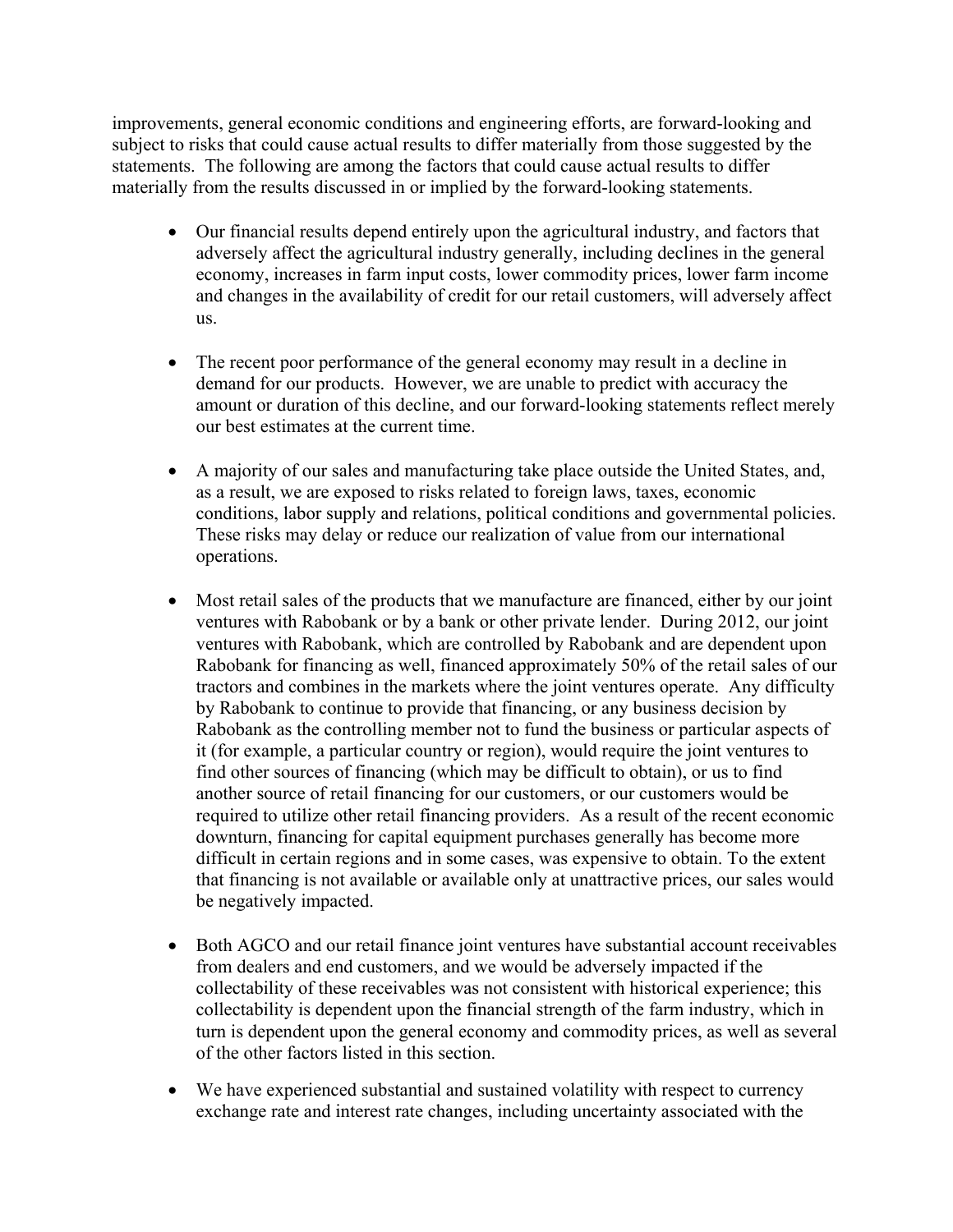improvements, general economic conditions and engineering efforts, are forward-looking and subject to risks that could cause actual results to differ materially from those suggested by the statements. The following are among the factors that could cause actual results to differ materially from the results discussed in or implied by the forward-looking statements.

- Our financial results depend entirely upon the agricultural industry, and factors that adversely affect the agricultural industry generally, including declines in the general economy, increases in farm input costs, lower commodity prices, lower farm income and changes in the availability of credit for our retail customers, will adversely affect us.

- The recent poor performance of the general economy may result in a decline in demand for our products. However, we are unable to predict with accuracy the amount or duration of this decline, and our forward-looking statements reflect merely our best estimates at the current time.

- A majority of our sales and manufacturing take place outside the United States, and, as a result, we are exposed to risks related to foreign laws, taxes, economic conditions, labor supply and relations, political conditions and governmental policies. These risks may delay or reduce our realization of value from our international operations.

- Most retail sales of the products that we manufacture are financed, either by our joint ventures with Rabobank or by a bank or other private lender. During 2012, our joint ventures with Rabobank, which are controlled by Rabobank and are dependent upon Rabobank for financing as well, financed approximately 50% of the retail sales of our tractors and combines in the markets where the joint ventures operate. Any difficulty by Rabobank to continue to provide that financing, or any business decision by Rabobank as the controlling member not to fund the business or particular aspects of it (for example, a particular country or region), would require the joint ventures to find other sources of financing (which may be difficult to obtain), or us to find another source of retail financing for our customers, or our customers would be required to utilize other retail financing providers. As a result of the recent economic downturn, financing for capital equipment purchases generally has become more difficult in certain regions and in some cases, was expensive to obtain. To the extent that financing is not available or available only at unattractive prices, our sales would be negatively impacted.

- Both AGCO and our retail finance joint ventures have substantial account receivables from dealers and end customers, and we would be adversely impacted if the collectability of these receivables was not consistent with historical experience; this collectability is dependent upon the financial strength of the farm industry, which in turn is dependent upon the general economy and commodity prices, as well as several of the other factors listed in this section.

- We have experienced substantial and sustained volatility with respect to currency exchange rate and interest rate changes, including uncertainty associated with the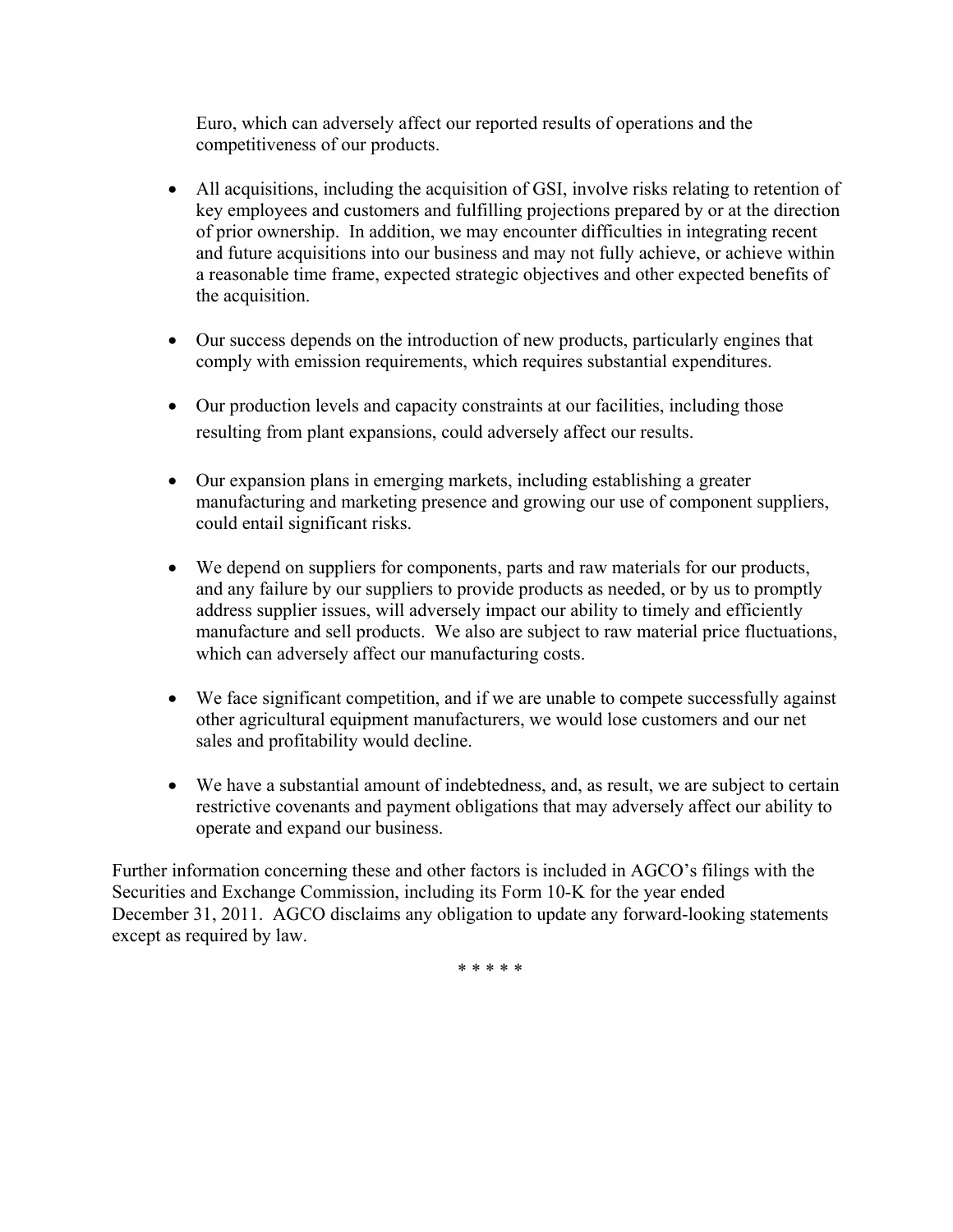Euro, which can adversely affect our reported results of operations and the competitiveness of our products.

- All acquisitions, including the acquisition of GSI, involve risks relating to retention of key employees and customers and fulfilling projections prepared by or at the direction of prior ownership. In addition, we may encounter difficulties in integrating recent and future acquisitions into our business and may not fully achieve, or achieve within a reasonable time frame, expected strategic objectives and other expected benefits of the acquisition.

- Our success depends on the introduction of new products, particularly engines that comply with emission requirements, which requires substantial expenditures.

- Our production levels and capacity constraints at our facilities, including those resulting from plant expansions, could adversely affect our results.

- Our expansion plans in emerging markets, including establishing a greater manufacturing and marketing presence and growing our use of component suppliers, could entail significant risks.

- We depend on suppliers for components, parts and raw materials for our products, and any failure by our suppliers to provide products as needed, or by us to promptly address supplier issues, will adversely impact our ability to timely and efficiently manufacture and sell products. We also are subject to raw material price fluctuations, which can adversely affect our manufacturing costs.

- We face significant competition, and if we are unable to compete successfully against other agricultural equipment manufacturers, we would lose customers and our net sales and profitability would decline.

- We have a substantial amount of indebtedness, and, as result, we are subject to certain restrictive covenants and payment obligations that may adversely affect our ability to operate and expand our business.

Further information concerning these and other factors is included in AGCO's filings with the Securities and Exchange Commission, including its Form 10-K for the year ended December 31, 2011. AGCO disclaims any obligation to update any forward-looking statements except as required by law.

\* \* \* \* \*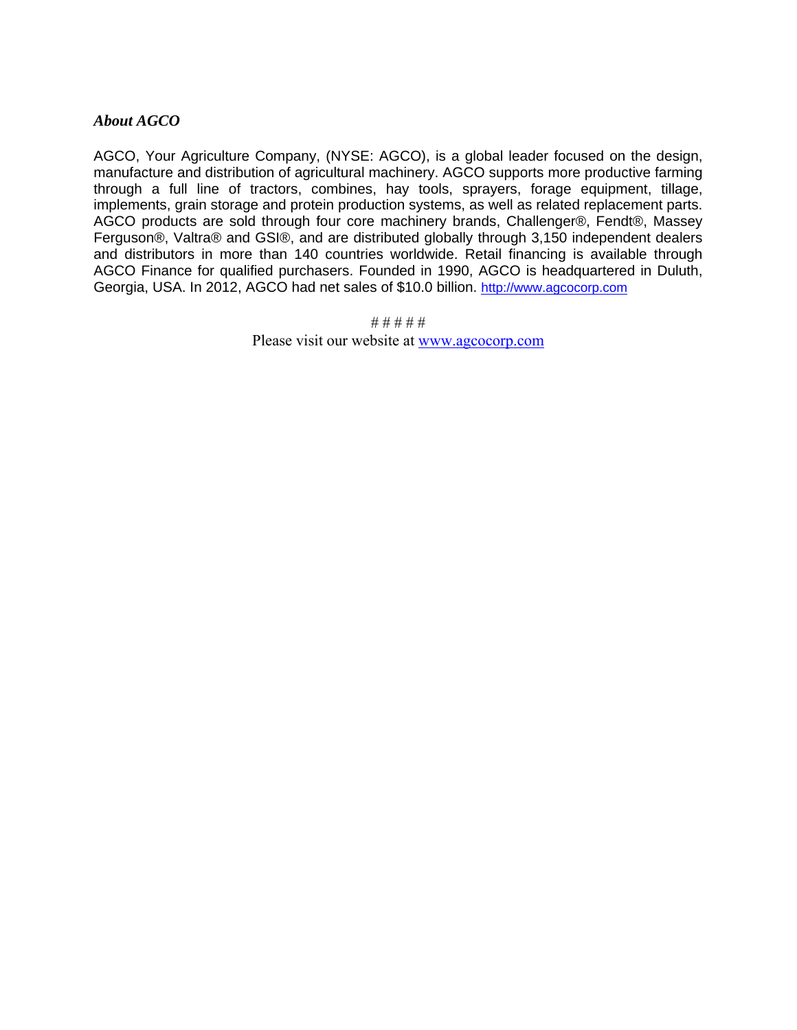***About AGCO***

AGCO, Your Agriculture Company, (NYSE: AGCO), is a global leader focused on the design, manufacture and distribution of agricultural machinery. AGCO supports more productive farming through a full line of tractors, combines, hay tools, sprayers, forage equipment, tillage, implements, grain storage and protein production systems, as well as related replacement parts. AGCO products are sold through four core machinery brands, Challenger®, Fendt®, Massey Ferguson®, Valtra® and GSI®, and are distributed globally through 3,150 independent dealers and distributors in more than 140 countries worldwide. Retail financing is available through AGCO Finance for qualified purchasers. Founded in 1990, AGCO is headquartered in Duluth, Georgia, USA. In 2012, AGCO had net sales of $10.0 billion. http://www.agcocorp.com

# # # # #

Please visit our website at www.agcocorp.com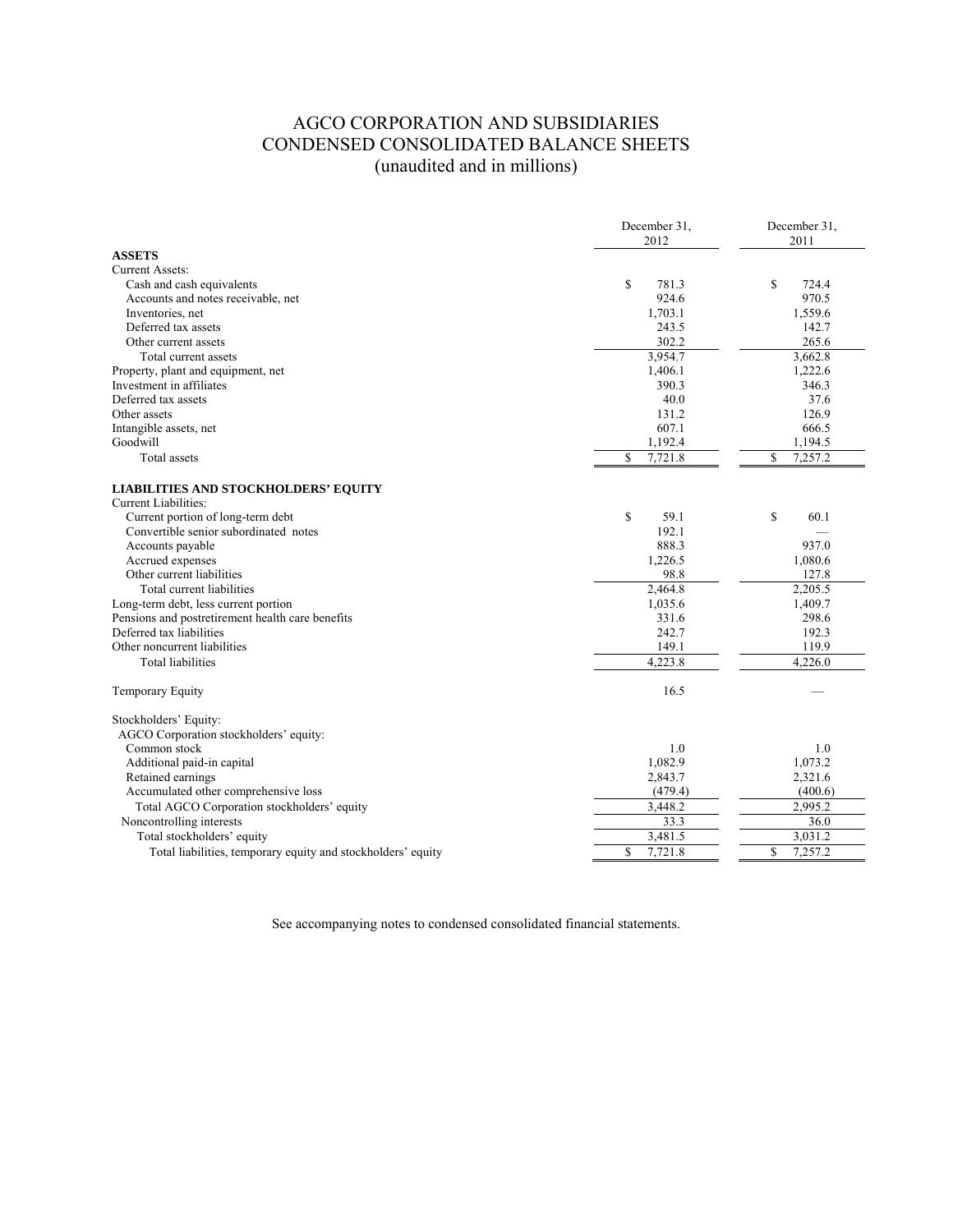# AGCO CORPORATION AND SUBSIDIARIES
# CONDENSED CONSOLIDATED BALANCE SHEETS
## (unaudited and in millions)

| | December 31, 2012 | December 31, 2011 |
|---|---|---|
| **ASSETS** | | |
| Current Assets: | | |
| Cash and cash equivalents | $ 781.3 | $ 724.4 |
| Accounts and notes receivable, net | 924.6 | 970.5 |
| Inventories, net | 1,703.1 | 1,559.6 |
| Deferred tax assets | 243.5 | 142.7 |
| Other current assets | 302.2 | 265.6 |
| Total current assets | 3,954.7 | 3,662.8 |
| Property, plant and equipment, net | 1,406.1 | 1,222.6 |
| Investment in affiliates | 390.3 | 346.3 |
| Deferred tax assets | 40.0 | 37.6 |
| Other assets | 131.2 | 126.9 |
| Intangible assets, net | 607.1 | 666.5 |
| Goodwill | 1,192.4 | 1,194.5 |
| Total assets | $ 7,721.8 | $ 7,257.2 |
| **LIABILITIES AND STOCKHOLDERS' EQUITY** | | |
| Current Liabilities: | | |
| Current portion of long-term debt | $ 59.1 | $ 60.1 |
| Convertible senior subordinated notes | 192.1 | — |
| Accounts payable | 888.3 | 937.0 |
| Accrued expenses | 1,226.5 | 1,080.6 |
| Other current liabilities | 98.8 | 127.8 |
| Total current liabilities | 2,464.8 | 2,205.5 |
| Long-term debt, less current portion | 1,035.6 | 1,409.7 |
| Pensions and postretirement health care benefits | 331.6 | 298.6 |
| Deferred tax liabilities | 242.7 | 192.3 |
| Other noncurrent liabilities | 149.1 | 119.9 |
| Total liabilities | 4,223.8 | 4,226.0 |
| Temporary Equity | 16.5 | — |
| Stockholders' Equity: | | |
| AGCO Corporation stockholders' equity: | | |
| Common stock | 1.0 | 1.0 |
| Additional paid-in capital | 1,082.9 | 1,073.2 |
| Retained earnings | 2,843.7 | 2,321.6 |
| Accumulated other comprehensive loss | (479.4) | (400.6) |
| Total AGCO Corporation stockholders' equity | 3,448.2 | 2,995.2 |
| Noncontrolling interests | 33.3 | 36.0 |
| Total stockholders' equity | 3,481.5 | 3,031.2 |
| Total liabilities, temporary equity and stockholders' equity | $ 7,721.8 | $ 7,257.2 |

See accompanying notes to condensed consolidated financial statements.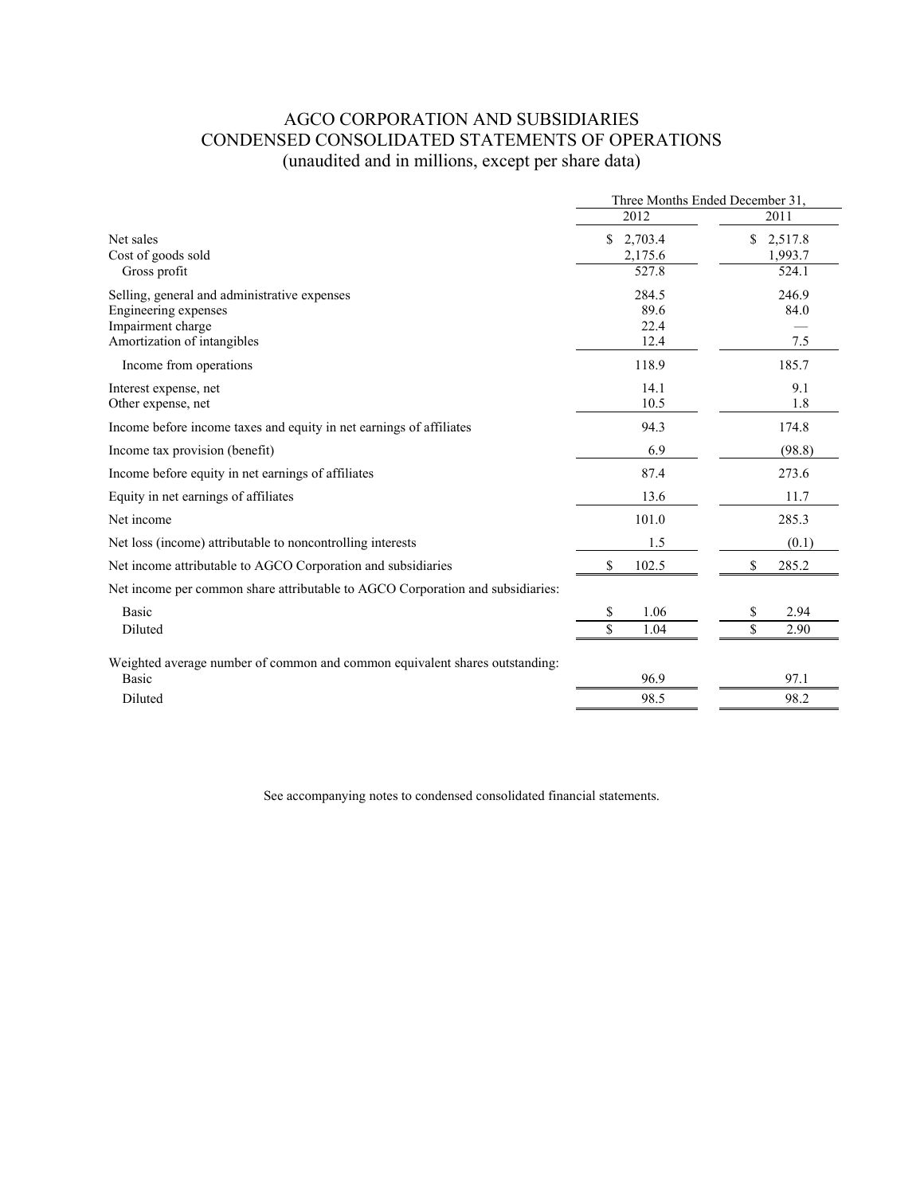# AGCO CORPORATION AND SUBSIDIARIES
## CONDENSED CONSOLIDATED STATEMENTS OF OPERATIONS
### (unaudited and in millions, except per share data)

| | Three Months Ended December 31, | |
|---|---|---|
| | 2012 | 2011 |
| Net sales | $ 2,703.4 | $ 2,517.8 |
| Cost of goods sold | 2,175.6 | 1,993.7 |
| Gross profit | 527.8 | 524.1 |
| Selling, general and administrative expenses | 284.5 | 246.9 |
| Engineering expenses | 89.6 | 84.0 |
| Impairment charge | 22.4 | — |
| Amortization of intangibles | 12.4 | 7.5 |
| Income from operations | 118.9 | 185.7 |
| Interest expense, net | 14.1 | 9.1 |
| Other expense, net | 10.5 | 1.8 |
| Income before income taxes and equity in net earnings of affiliates | 94.3 | 174.8 |
| Income tax provision (benefit) | 6.9 | (98.8) |
| Income before equity in net earnings of affiliates | 87.4 | 273.6 |
| Equity in net earnings of affiliates | 13.6 | 11.7 |
| Net income | 101.0 | 285.3 |
| Net loss (income) attributable to noncontrolling interests | 1.5 | (0.1) |
| Net income attributable to AGCO Corporation and subsidiaries | $ 102.5 | $ 285.2 |
| Net income per common share attributable to AGCO Corporation and subsidiaries: | | |
| Basic | $ 1.06 | $ 2.94 |
| Diluted | $ 1.04 | $ 2.90 |
| Weighted average number of common and common equivalent shares outstanding: | | |
| Basic | 96.9 | 97.1 |
| Diluted | 98.5 | 98.2 |

See accompanying notes to condensed consolidated financial statements.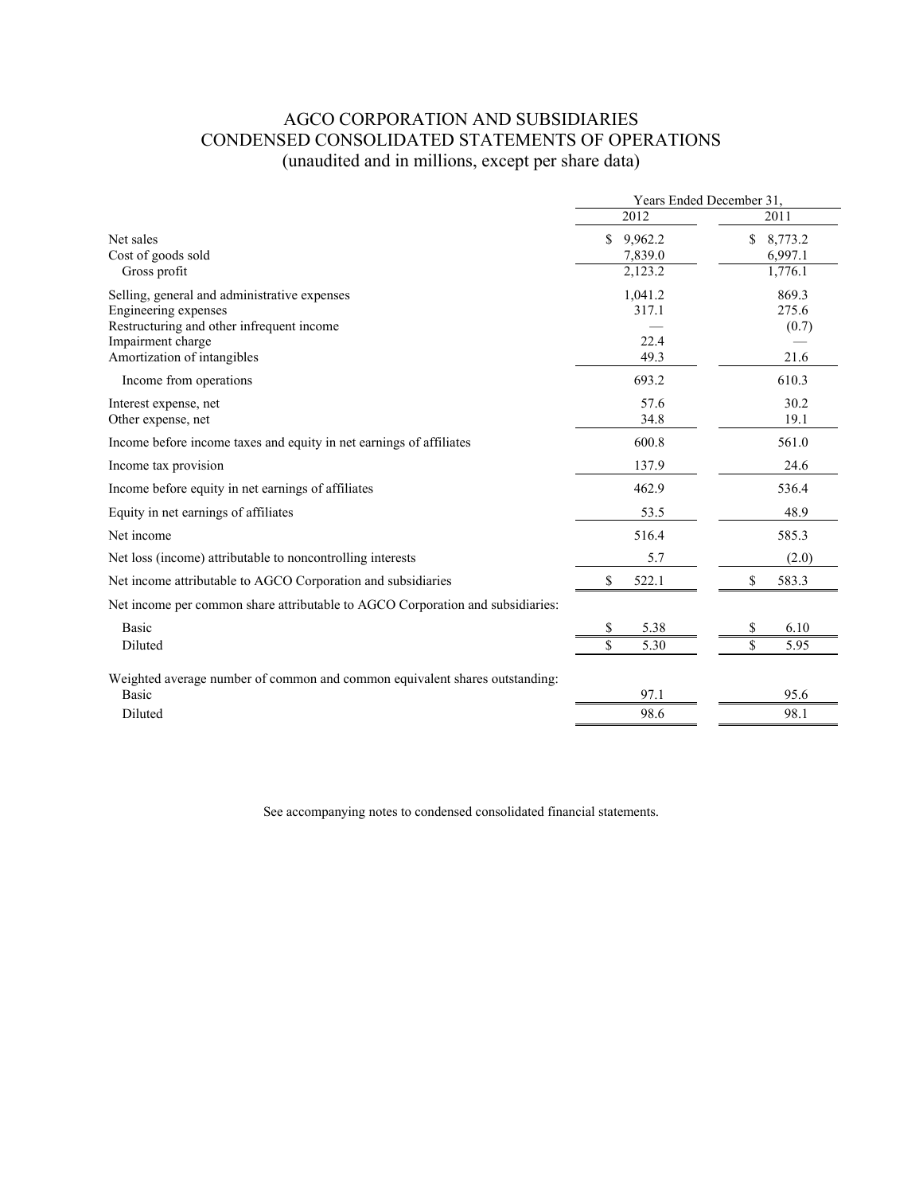# AGCO CORPORATION AND SUBSIDIARIES
## CONDENSED CONSOLIDATED STATEMENTS OF OPERATIONS
### (unaudited and in millions, except per share data)

| | Years Ended December 31, | |
|---|---|---|
| | 2012 | 2011 |
| Net sales | $ 9,962.2 | $ 8,773.2 |
| Cost of goods sold | 7,839.0 | 6,997.1 |
| Gross profit | 2,123.2 | 1,776.1 |
| Selling, general and administrative expenses | 1,041.2 | 869.3 |
| Engineering expenses | 317.1 | 275.6 |
| Restructuring and other infrequent income | — | (0.7) |
| Impairment charge | 22.4 | — |
| Amortization of intangibles | 49.3 | 21.6 |
| Income from operations | 693.2 | 610.3 |
| Interest expense, net | 57.6 | 30.2 |
| Other expense, net | 34.8 | 19.1 |
| Income before income taxes and equity in net earnings of affiliates | 600.8 | 561.0 |
| Income tax provision | 137.9 | 24.6 |
| Income before equity in net earnings of affiliates | 462.9 | 536.4 |
| Equity in net earnings of affiliates | 53.5 | 48.9 |
| Net income | 516.4 | 585.3 |
| Net loss (income) attributable to noncontrolling interests | 5.7 | (2.0) |
| Net income attributable to AGCO Corporation and subsidiaries | $ 522.1 | $ 583.3 |
| Net income per common share attributable to AGCO Corporation and subsidiaries: | | |
| Basic | $ 5.38 | $ 6.10 |
| Diluted | $ 5.30 | $ 5.95 |
| Weighted average number of common and common equivalent shares outstanding: | | |
| Basic | 97.1 | 95.6 |
| Diluted | 98.6 | 98.1 |

See accompanying notes to condensed consolidated financial statements.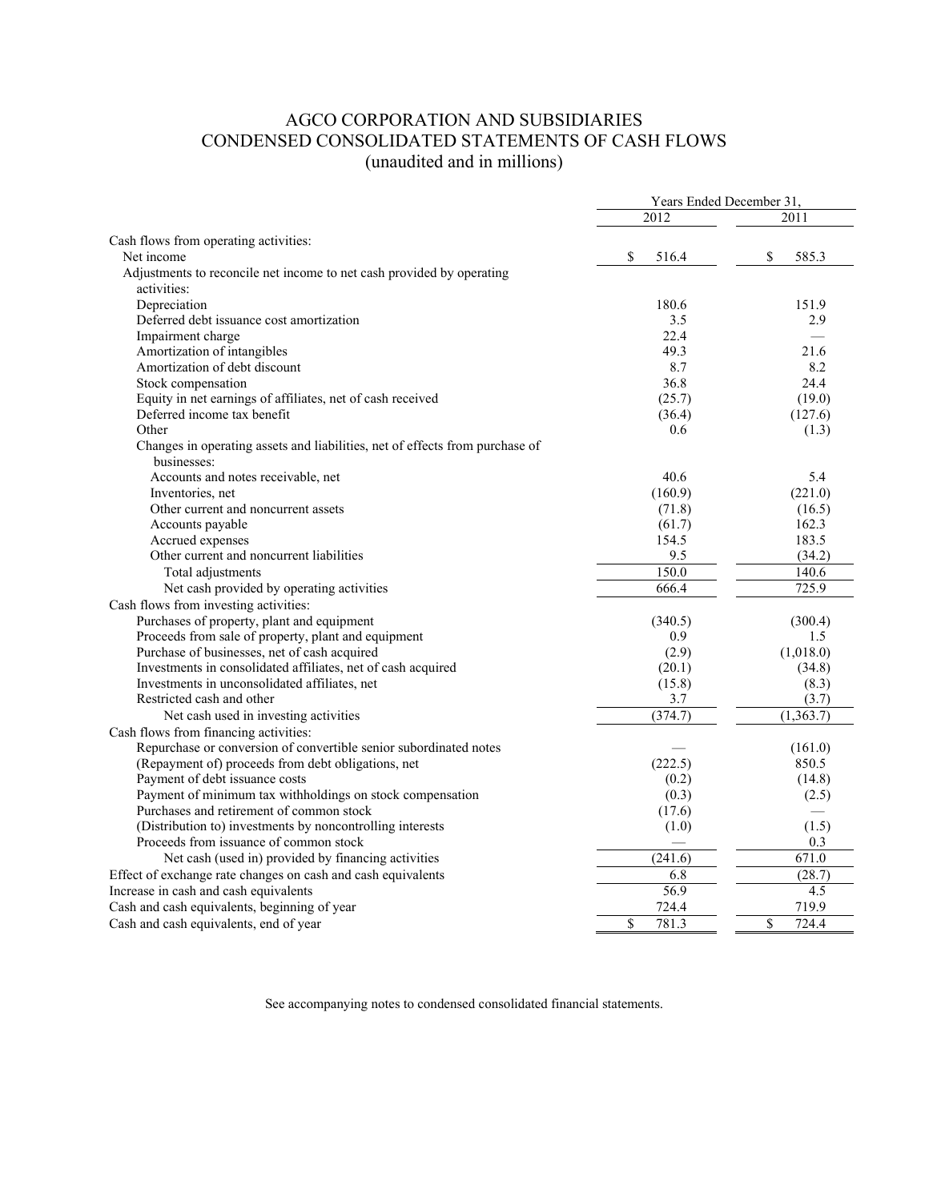# AGCO CORPORATION AND SUBSIDIARIES
## CONDENSED CONSOLIDATED STATEMENTS OF CASH FLOWS
### (unaudited and in millions)

| | Years Ended December 31, | |
|---|---|---|
| | 2012 | 2011 |
| Cash flows from operating activities: | | |
| Net income | $ 516.4 | $ 585.3 |
| Adjustments to reconcile net income to net cash provided by operating activities: | | |
| Depreciation | 180.6 | 151.9 |
| Deferred debt issuance cost amortization | 3.5 | 2.9 |
| Impairment charge | 22.4 | — |
| Amortization of intangibles | 49.3 | 21.6 |
| Amortization of debt discount | 8.7 | 8.2 |
| Stock compensation | 36.8 | 24.4 |
| Equity in net earnings of affiliates, net of cash received | (25.7) | (19.0) |
| Deferred income tax benefit | (36.4) | (127.6) |
| Other | 0.6 | (1.3) |
| Changes in operating assets and liabilities, net of effects from purchase of businesses: | | |
| Accounts and notes receivable, net | 40.6 | 5.4 |
| Inventories, net | (160.9) | (221.0) |
| Other current and noncurrent assets | (71.8) | (16.5) |
| Accounts payable | (61.7) | 162.3 |
| Accrued expenses | 154.5 | 183.5 |
| Other current and noncurrent liabilities | 9.5 | (34.2) |
| Total adjustments | 150.0 | 140.6 |
| Net cash provided by operating activities | 666.4 | 725.9 |
| Cash flows from investing activities: | | |
| Purchases of property, plant and equipment | (340.5) | (300.4) |
| Proceeds from sale of property, plant and equipment | 0.9 | 1.5 |
| Purchase of businesses, net of cash acquired | (2.9) | (1,018.0) |
| Investments in consolidated affiliates, net of cash acquired | (20.1) | (34.8) |
| Investments in unconsolidated affiliates, net | (15.8) | (8.3) |
| Restricted cash and other | 3.7 | (3.7) |
| Net cash used in investing activities | (374.7) | (1,363.7) |
| Cash flows from financing activities: | | |
| Repurchase or conversion of convertible senior subordinated notes | — | (161.0) |
| (Repayment of) proceeds from debt obligations, net | (222.5) | 850.5 |
| Payment of debt issuance costs | (0.2) | (14.8) |
| Payment of minimum tax withholdings on stock compensation | (0.3) | (2.5) |
| Purchases and retirement of common stock | (17.6) | — |
| (Distribution to) investments by noncontrolling interests | (1.0) | (1.5) |
| Proceeds from issuance of common stock | — | 0.3 |
| Net cash (used in) provided by financing activities | (241.6) | 671.0 |
| Effect of exchange rate changes on cash and cash equivalents | 6.8 | (28.7) |
| Increase in cash and cash equivalents | 56.9 | 4.5 |
| Cash and cash equivalents, beginning of year | 724.4 | 719.9 |
| Cash and cash equivalents, end of year | $ 781.3 | $ 724.4 |

See accompanying notes to condensed consolidated financial statements.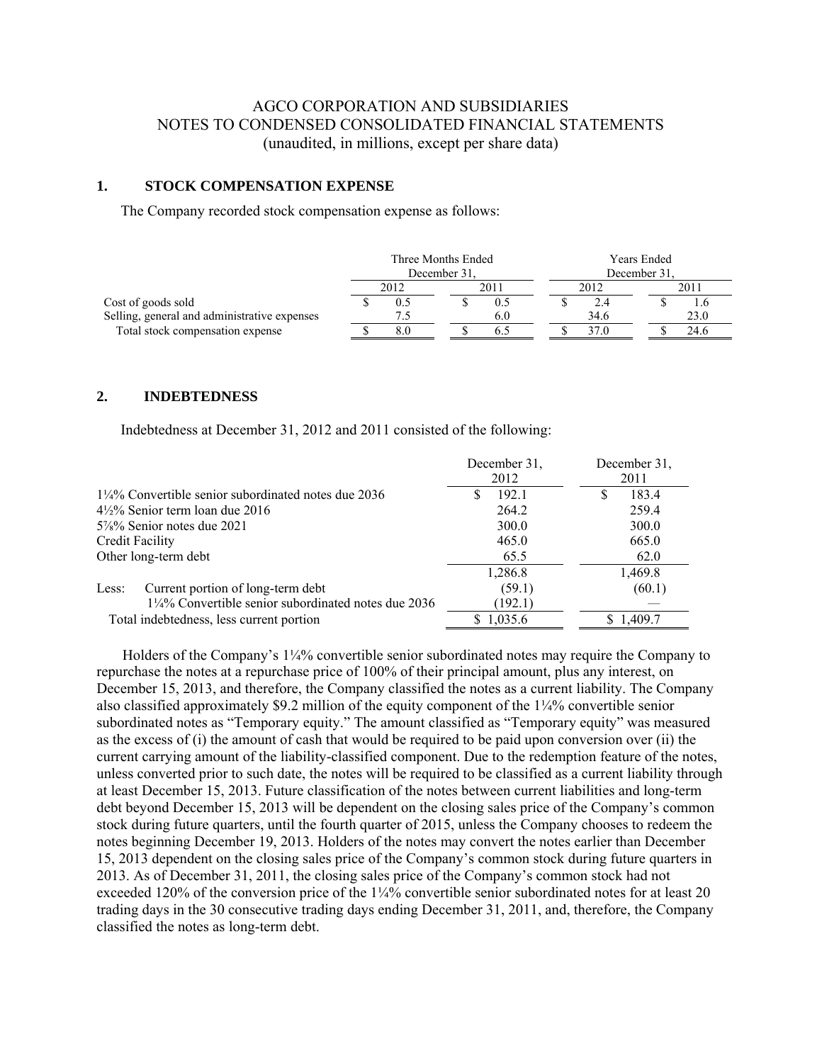AGCO CORPORATION AND SUBSIDIARIES
NOTES TO CONDENSED CONSOLIDATED FINANCIAL STATEMENTS
(unaudited, in millions, except per share data)

## 1. STOCK COMPENSATION EXPENSE

The Company recorded stock compensation expense as follows:

| | Three Months Ended December 31, | | Years Ended December 31, | |
|---|---|---|---|---|
| | 2012 | 2011 | 2012 | 2011 |
| Cost of goods sold | $ 0.5 | $ 0.5 | $ 2.4 | $ 1.6 |
| Selling, general and administrative expenses | 7.5 | 6.0 | 34.6 | 23.0 |
| Total stock compensation expense | $ 8.0 | $ 6.5 | $ 37.0 | $ 24.6 |

## 2. INDEBTEDNESS

Indebtedness at December 31, 2012 and 2011 consisted of the following:

| | December 31, 2012 | December 31, 2011 |
|---|---|---|
| 1¼% Convertible senior subordinated notes due 2036 | $ 192.1 | $ 183.4 |
| 4½% Senior term loan due 2016 | 264.2 | 259.4 |
| 5⅞% Senior notes due 2021 | 300.0 | 300.0 |
| Credit Facility | 465.0 | 665.0 |
| Other long-term debt | 65.5 | 62.0 |
| | 1,286.8 | 1,469.8 |
| Less: Current portion of long-term debt | (59.1) | (60.1) |
| 1¼% Convertible senior subordinated notes due 2036 | (192.1) | — |
| Total indebtedness, less current portion | $ 1,035.6 | $ 1,409.7 |

Holders of the Company's 1¼% convertible senior subordinated notes may require the Company to repurchase the notes at a repurchase price of 100% of their principal amount, plus any interest, on December 15, 2013, and therefore, the Company classified the notes as a current liability. The Company also classified approximately $9.2 million of the equity component of the 1¼% convertible senior subordinated notes as "Temporary equity." The amount classified as "Temporary equity" was measured as the excess of (i) the amount of cash that would be required to be paid upon conversion over (ii) the current carrying amount of the liability-classified component. Due to the redemption feature of the notes, unless converted prior to such date, the notes will be required to be classified as a current liability through at least December 15, 2013. Future classification of the notes between current liabilities and long-term debt beyond December 15, 2013 will be dependent on the closing sales price of the Company's common stock during future quarters, until the fourth quarter of 2015, unless the Company chooses to redeem the notes beginning December 19, 2013. Holders of the notes may convert the notes earlier than December 15, 2013 dependent on the closing sales price of the Company's common stock during future quarters in 2013. As of December 31, 2011, the closing sales price of the Company's common stock had not exceeded 120% of the conversion price of the 1¼% convertible senior subordinated notes for at least 20 trading days in the 30 consecutive trading days ending December 31, 2011, and, therefore, the Company classified the notes as long-term debt.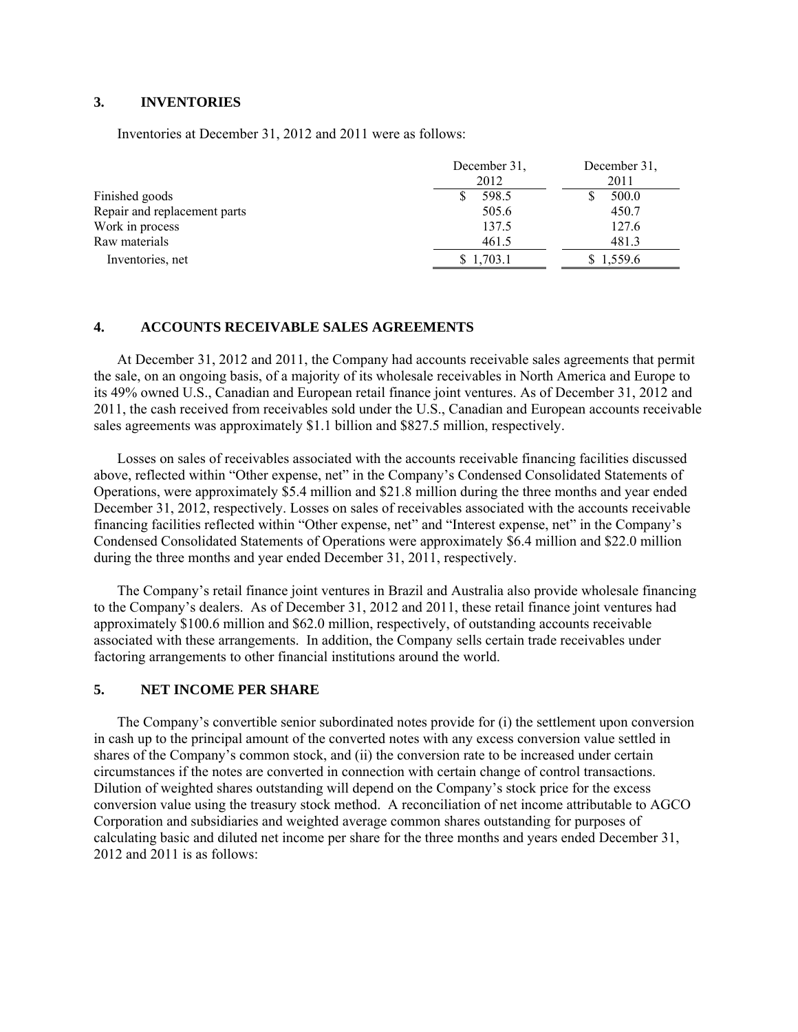## 3. INVENTORIES

Inventories at December 31, 2012 and 2011 were as follows:

| | December 31, 2012 | December 31, 2011 |
|---|---|---|
| Finished goods | $ 598.5 | $ 500.0 |
| Repair and replacement parts | 505.6 | 450.7 |
| Work in process | 137.5 | 127.6 |
| Raw materials | 461.5 | 481.3 |
| Inventories, net | $ 1,703.1 | $ 1,559.6 |

## 4. ACCOUNTS RECEIVABLE SALES AGREEMENTS

At December 31, 2012 and 2011, the Company had accounts receivable sales agreements that permit the sale, on an ongoing basis, of a majority of its wholesale receivables in North America and Europe to its 49% owned U.S., Canadian and European retail finance joint ventures. As of December 31, 2012 and 2011, the cash received from receivables sold under the U.S., Canadian and European accounts receivable sales agreements was approximately $1.1 billion and $827.5 million, respectively.

Losses on sales of receivables associated with the accounts receivable financing facilities discussed above, reflected within "Other expense, net" in the Company's Condensed Consolidated Statements of Operations, were approximately $5.4 million and $21.8 million during the three months and year ended December 31, 2012, respectively. Losses on sales of receivables associated with the accounts receivable financing facilities reflected within "Other expense, net" and "Interest expense, net" in the Company's Condensed Consolidated Statements of Operations were approximately $6.4 million and $22.0 million during the three months and year ended December 31, 2011, respectively.

The Company's retail finance joint ventures in Brazil and Australia also provide wholesale financing to the Company's dealers. As of December 31, 2012 and 2011, these retail finance joint ventures had approximately $100.6 million and $62.0 million, respectively, of outstanding accounts receivable associated with these arrangements. In addition, the Company sells certain trade receivables under factoring arrangements to other financial institutions around the world.

## 5. NET INCOME PER SHARE

The Company's convertible senior subordinated notes provide for (i) the settlement upon conversion in cash up to the principal amount of the converted notes with any excess conversion value settled in shares of the Company's common stock, and (ii) the conversion rate to be increased under certain circumstances if the notes are converted in connection with certain change of control transactions. Dilution of weighted shares outstanding will depend on the Company's stock price for the excess conversion value using the treasury stock method. A reconciliation of net income attributable to AGCO Corporation and subsidiaries and weighted average common shares outstanding for purposes of calculating basic and diluted net income per share for the three months and years ended December 31, 2012 and 2011 is as follows: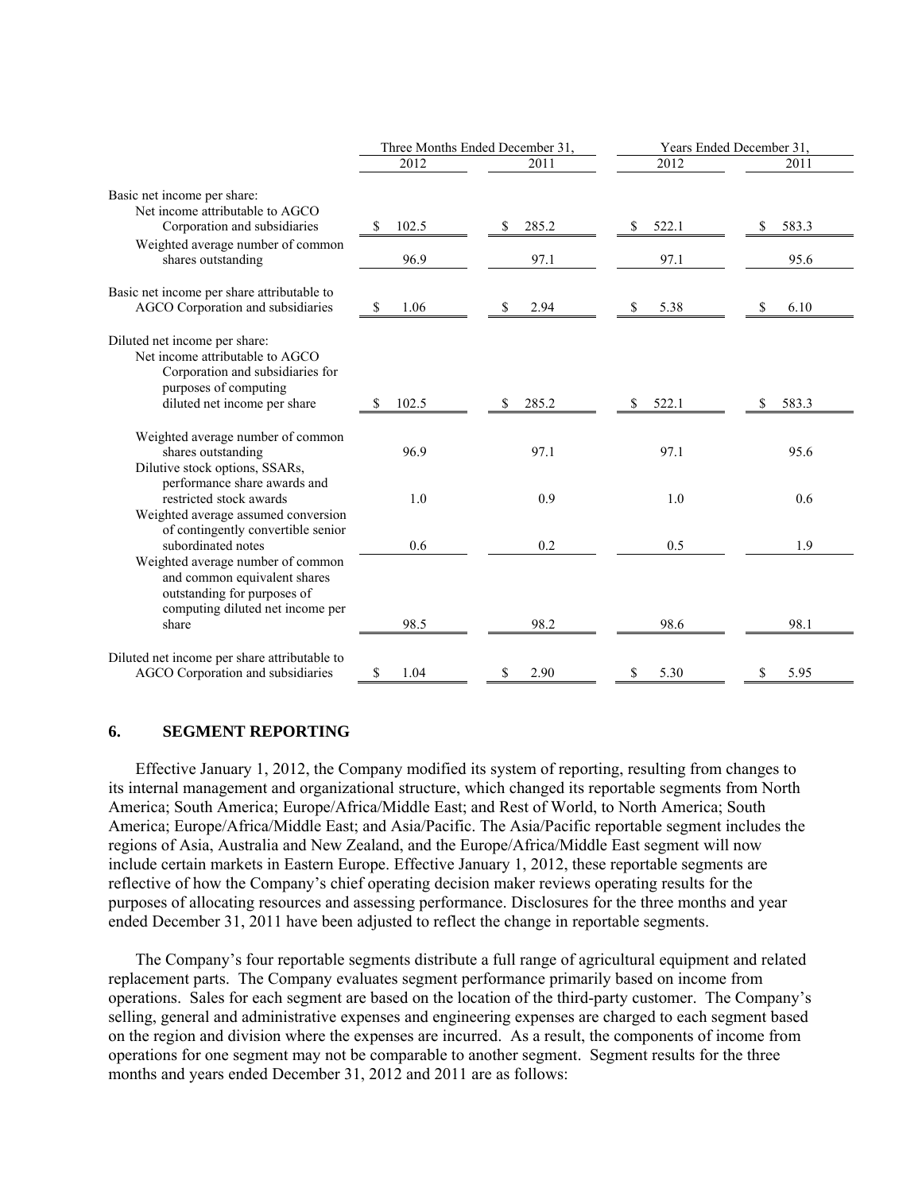| | Three Months Ended December 31, | | Years Ended December 31, | |
|---|---|---|---|---|
| | 2012 | 2011 | 2012 | 2011 |
| Basic net income per share: | | | | |
| Net income attributable to AGCO Corporation and subsidiaries | $ 102.5 | $ 285.2 | $ 522.1 | $ 583.3 |
| Weighted average number of common shares outstanding | 96.9 | 97.1 | 97.1 | 95.6 |
| Basic net income per share attributable to AGCO Corporation and subsidiaries | $ 1.06 | $ 2.94 | $ 5.38 | $ 6.10 |
| Diluted net income per share: | | | | |
| Net income attributable to AGCO Corporation and subsidiaries for purposes of computing diluted net income per share | $ 102.5 | $ 285.2 | $ 522.1 | $ 583.3 |
| Weighted average number of common shares outstanding | 96.9 | 97.1 | 97.1 | 95.6 |
| Dilutive stock options, SSARs, performance share awards and restricted stock awards | 1.0 | 0.9 | 1.0 | 0.6 |
| Weighted average assumed conversion of contingently convertible senior subordinated notes | 0.6 | 0.2 | 0.5 | 1.9 |
| Weighted average number of common and common equivalent shares outstanding for purposes of computing diluted net income per share | 98.5 | 98.2 | 98.6 | 98.1 |
| Diluted net income per share attributable to AGCO Corporation and subsidiaries | $ 1.04 | $ 2.90 | $ 5.30 | $ 5.95 |

## 6. SEGMENT REPORTING

Effective January 1, 2012, the Company modified its system of reporting, resulting from changes to its internal management and organizational structure, which changed its reportable segments from North America; South America; Europe/Africa/Middle East; and Rest of World, to North America; South America; Europe/Africa/Middle East; and Asia/Pacific. The Asia/Pacific reportable segment includes the regions of Asia, Australia and New Zealand, and the Europe/Africa/Middle East segment will now include certain markets in Eastern Europe. Effective January 1, 2012, these reportable segments are reflective of how the Company's chief operating decision maker reviews operating results for the purposes of allocating resources and assessing performance. Disclosures for the three months and year ended December 31, 2011 have been adjusted to reflect the change in reportable segments.

The Company's four reportable segments distribute a full range of agricultural equipment and related replacement parts. The Company evaluates segment performance primarily based on income from operations. Sales for each segment are based on the location of the third-party customer. The Company's selling, general and administrative expenses and engineering expenses are charged to each segment based on the region and division where the expenses are incurred. As a result, the components of income from operations for one segment may not be comparable to another segment. Segment results for the three months and years ended December 31, 2012 and 2011 are as follows: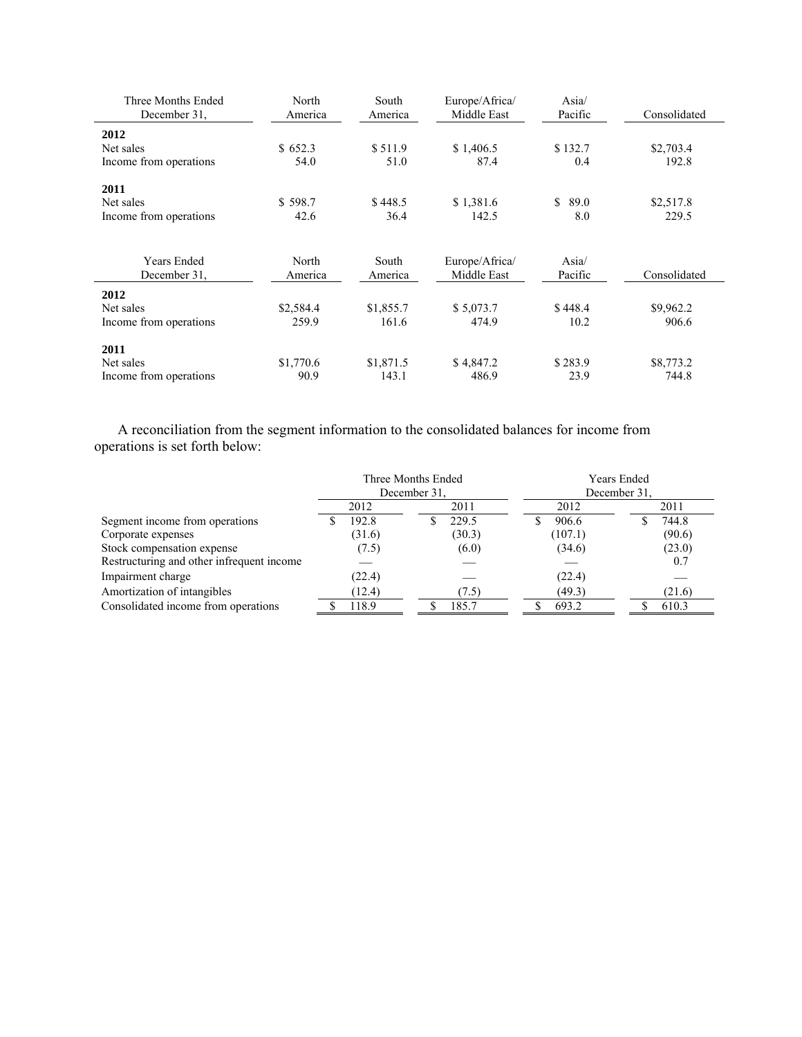| Three Months Ended December 31, | North America | South America | Europe/Africa/ Middle East | Asia/ Pacific | Consolidated |
|---|---|---|---|---|---|
| **2012** | | | | | |
| Net sales | $ 652.3 | $ 511.9 | $ 1,406.5 | $ 132.7 | $2,703.4 |
| Income from operations | 54.0 | 51.0 | 87.4 | 0.4 | 192.8 |
| **2011** | | | | | |
| Net sales | $ 598.7 | $ 448.5 | $ 1,381.6 | $ 89.0 | $2,517.8 |
| Income from operations | 42.6 | 36.4 | 142.5 | 8.0 | 229.5 |

| Years Ended December 31, | North America | South America | Europe/Africa/ Middle East | Asia/ Pacific | Consolidated |
|---|---|---|---|---|---|
| **2012** | | | | | |
| Net sales | $2,584.4 | $1,855.7 | $ 5,073.7 | $ 448.4 | $9,962.2 |
| Income from operations | 259.9 | 161.6 | 474.9 | 10.2 | 906.6 |
| **2011** | | | | | |
| Net sales | $1,770.6 | $1,871.5 | $ 4,847.2 | $ 283.9 | $8,773.2 |
| Income from operations | 90.9 | 143.1 | 486.9 | 23.9 | 744.8 |

A reconciliation from the segment information to the consolidated balances for income from operations is set forth below:

| | Three Months Ended December 31, | | Years Ended December 31, | |
|---|---|---|---|---|
| | 2012 | 2011 | 2012 | 2011 |
| Segment income from operations | $ 192.8 | $ 229.5 | $ 906.6 | $ 744.8 |
| Corporate expenses | (31.6) | (30.3) | (107.1) | (90.6) |
| Stock compensation expense | (7.5) | (6.0) | (34.6) | (23.0) |
| Restructuring and other infrequent income | — | — | — | 0.7 |
| Impairment charge | (22.4) | — | (22.4) | — |
| Amortization of intangibles | (12.4) | (7.5) | (49.3) | (21.6) |
| Consolidated income from operations | $ 118.9 | $ 185.7 | $ 693.2 | $ 610.3 |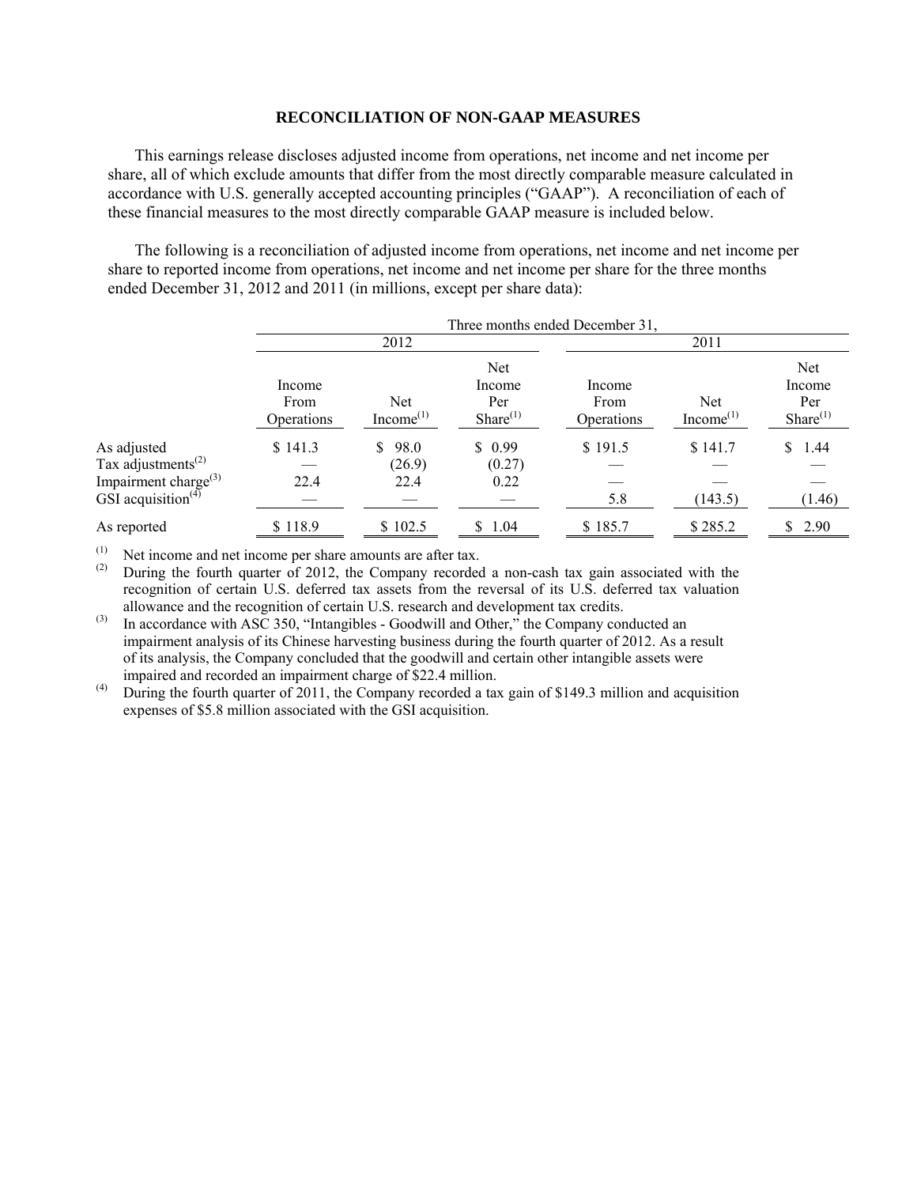**RECONCILIATION OF NON-GAAP MEASURES**

This earnings release discloses adjusted income from operations, net income and net income per share, all of which exclude amounts that differ from the most directly comparable measure calculated in accordance with U.S. generally accepted accounting principles ("GAAP"). A reconciliation of each of these financial measures to the most directly comparable GAAP measure is included below.

The following is a reconciliation of adjusted income from operations, net income and net income per share to reported income from operations, net income and net income per share for the three months ended December 31, 2012 and 2011 (in millions, except per share data):

| | Three months ended December 31, | | | | | |
|---|---|---|---|---|---|---|
| | 2012 | | | 2011 | | |
| | Income From Operations | Net Income[(1)] | Net Income Per Share[(1)] | Income From Operations | Net Income[(1)] | Net Income Per Share[(1)] |
| As adjusted | $ 141.3 | $ 98.0 | $ 0.99 | $ 191.5 | $ 141.7 | $ 1.44 |
| Tax adjustments[(2)] | — | (26.9) | (0.27) | — | — | — |
| Impairment charge[(3)] | 22.4 | 22.4 | 0.22 | — | — | — |
| GSI acquisition[(4)] | — | — | — | 5.8 | (143.5) | (1.46) |
| As reported | $ 118.9 | $ 102.5 | $ 1.04 | $ 185.7 | $ 285.2 | $ 2.90 |

(1) Net income and net income per share amounts are after tax.

(2) During the fourth quarter of 2012, the Company recorded a non-cash tax gain associated with the recognition of certain U.S. deferred tax assets from the reversal of its U.S. deferred tax valuation allowance and the recognition of certain U.S. research and development tax credits.

(3) In accordance with ASC 350, "Intangibles - Goodwill and Other," the Company conducted an impairment analysis of its Chinese harvesting business during the fourth quarter of 2012. As a result of its analysis, the Company concluded that the goodwill and certain other intangible assets were impaired and recorded an impairment charge of $22.4 million.

(4) During the fourth quarter of 2011, the Company recorded a tax gain of $149.3 million and acquisition expenses of $5.8 million associated with the GSI acquisition.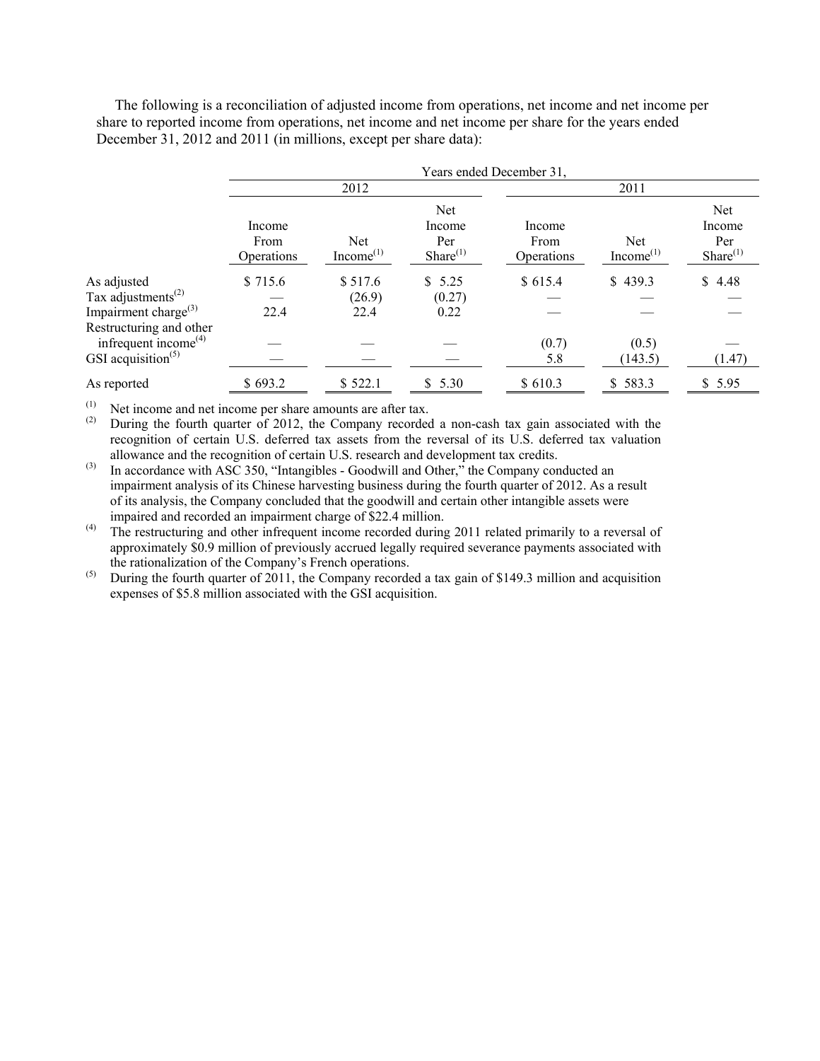The following is a reconciliation of adjusted income from operations, net income and net income per share to reported income from operations, net income and net income per share for the years ended December 31, 2012 and 2011 (in millions, except per share data):

| | Years ended December 31, | | | | | |
|---|---|---|---|---|---|---|
| | 2012 | | | 2011 | | |
| | Income From Operations | Net Income[(1)] | Net Income Per Share[(1)] | Income From Operations | Net Income[(1)] | Net Income Per Share[(1)] |
| As adjusted | $ 715.6 | $ 517.6 | $ 5.25 | $ 615.4 | $ 439.3 | $ 4.48 |
| Tax adjustments[(2)] | — | (26.9) | (0.27) | — | — | — |
| Impairment charge[(3)] | 22.4 | 22.4 | 0.22 | — | — | — |
| Restructuring and other infrequent income[(4)] | — | — | — | (0.7) | (0.5) | — |
| GSI acquisition[(5)] | — | — | — | 5.8 | (143.5) | (1.47) |
| As reported | $ 693.2 | $ 522.1 | $ 5.30 | $ 610.3 | $ 583.3 | $ 5.95 |

(1) Net income and net income per share amounts are after tax.

(2) During the fourth quarter of 2012, the Company recorded a non-cash tax gain associated with the recognition of certain U.S. deferred tax assets from the reversal of its U.S. deferred tax valuation allowance and the recognition of certain U.S. research and development tax credits.

(3) In accordance with ASC 350, "Intangibles - Goodwill and Other," the Company conducted an impairment analysis of its Chinese harvesting business during the fourth quarter of 2012. As a result of its analysis, the Company concluded that the goodwill and certain other intangible assets were impaired and recorded an impairment charge of $22.4 million.

(4) The restructuring and other infrequent income recorded during 2011 related primarily to a reversal of approximately $0.9 million of previously accrued legally required severance payments associated with the rationalization of the Company's French operations.

(5) During the fourth quarter of 2011, the Company recorded a tax gain of $149.3 million and acquisition expenses of $5.8 million associated with the GSI acquisition.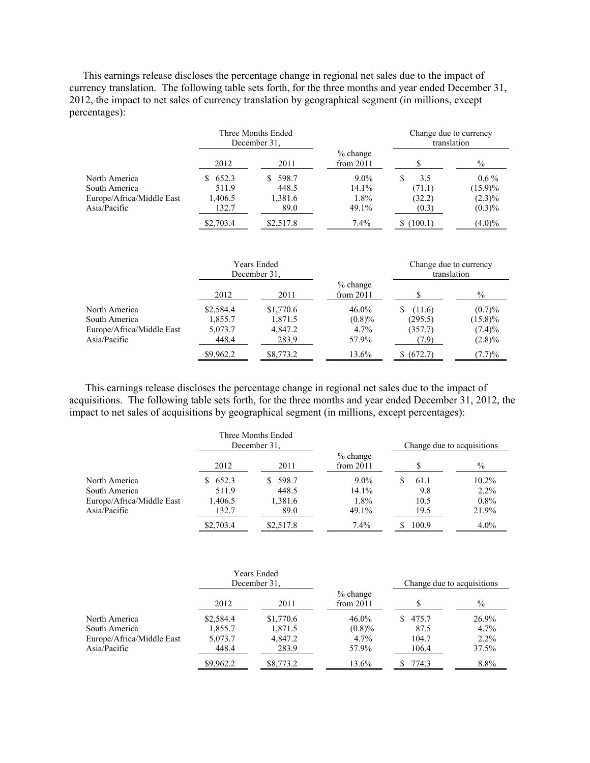This earnings release discloses the percentage change in regional net sales due to the impact of currency translation. The following table sets forth, for the three months and year ended December 31, 2012, the impact to net sales of currency translation by geographical segment (in millions, except percentages):

| | Three Months Ended December 31, | | | Change due to currency translation | |
|---|---|---|---|---|---|
| | 2012 | 2011 | % change from 2011 | $ | % |
| North America | $ 652.3 | $ 598.7 | 9.0% | $ 3.5 | 0.6 % |
| South America | 511.9 | 448.5 | 14.1% | (71.1) | (15.9)% |
| Europe/Africa/Middle East | 1,406.5 | 1,381.6 | 1.8% | (32.2) | (2.3)% |
| Asia/Pacific | 132.7 | 89.0 | 49.1% | (0.3) | (0.3)% |
| | $2,703.4 | $2,517.8 | 7.4% | $ (100.1) | (4.0)% |

| | Years Ended December 31, | | | Change due to currency translation | |
|---|---|---|---|---|---|
| | 2012 | 2011 | % change from 2011 | $ | % |
| North America | $2,584.4 | $1,770.6 | 46.0% | $ (11.6) | (0.7)% |
| South America | 1,855.7 | 1,871.5 | (0.8)% | (295.5) | (15.8)% |
| Europe/Africa/Middle East | 5,073.7 | 4,847.2 | 4.7% | (357.7) | (7.4)% |
| Asia/Pacific | 448.4 | 283.9 | 57.9% | (7.9) | (2.8)% |
| | $9,962.2 | $8,773.2 | 13.6% | $ (672.7) | (7.7)% |

This earnings release discloses the percentage change in regional net sales due to the impact of acquisitions. The following table sets forth, for the three months and year ended December 31, 2012, the impact to net sales of acquisitions by geographical segment (in millions, except percentages):

| | Three Months Ended December 31, | | | Change due to acquisitions | |
|---|---|---|---|---|---|
| | 2012 | 2011 | % change from 2011 | $ | % |
| North America | $ 652.3 | $ 598.7 | 9.0% | $ 61.1 | 10.2% |
| South America | 511.9 | 448.5 | 14.1% | 9.8 | 2.2% |
| Europe/Africa/Middle East | 1,406.5 | 1,381.6 | 1.8% | 10.5 | 0.8% |
| Asia/Pacific | 132.7 | 89.0 | 49.1% | 19.5 | 21.9% |
| | $2,703.4 | $2,517.8 | 7.4% | $ 100.9 | 4.0% |

| | Years Ended December 31, | | | Change due to acquisitions | |
|---|---|---|---|---|---|
| | 2012 | 2011 | % change from 2011 | $ | % |
| North America | $2,584.4 | $1,770.6 | 46.0% | $ 475.7 | 26.9% |
| South America | 1,855.7 | 1,871.5 | (0.8)% | 87.5 | 4.7% |
| Europe/Africa/Middle East | 5,073.7 | 4,847.2 | 4.7% | 104.7 | 2.2% |
| Asia/Pacific | 448.4 | 283.9 | 57.9% | 106.4 | 37.5% |
| | $9,962.2 | $8,773.2 | 13.6% | $ 774.3 | 8.8% |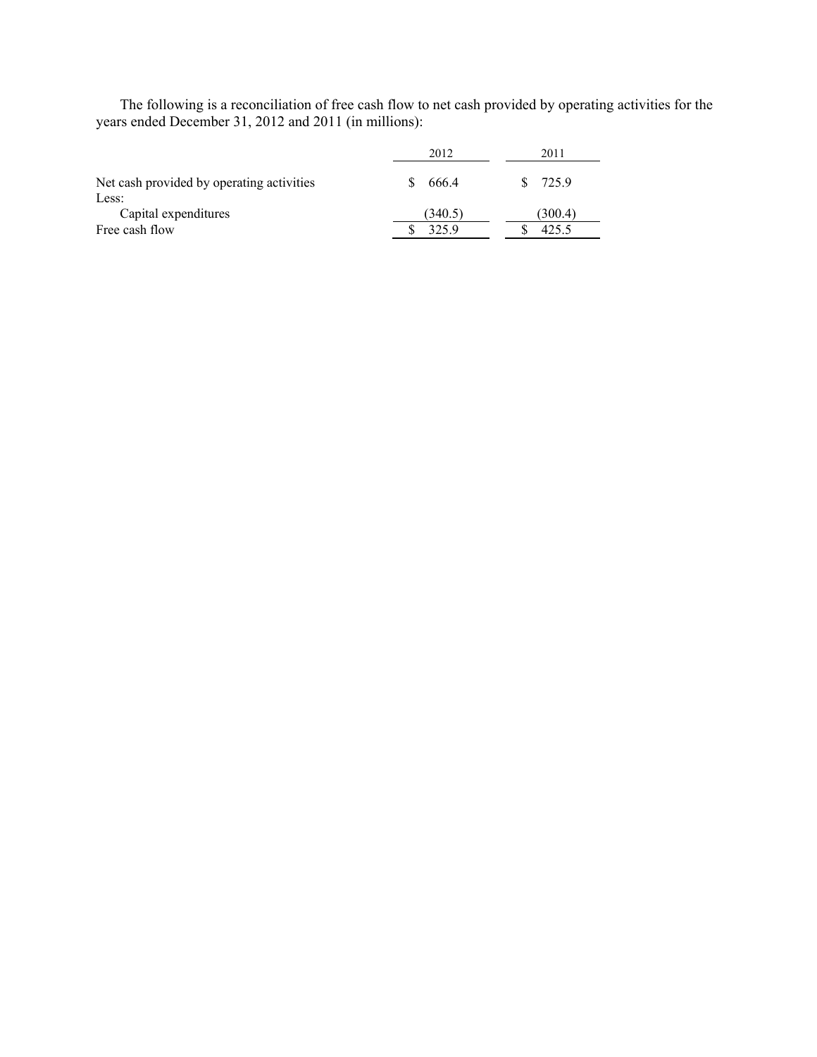The following is a reconciliation of free cash flow to net cash provided by operating activities for the years ended December 31, 2012 and 2011 (in millions):

| | 2012 | 2011 |
|---|---|---|
| Net cash provided by operating activities | $ 666.4 | $ 725.9 |
| Less: | | |
| Capital expenditures | (340.5) | (300.4) |
| Free cash flow | $ 325.9 | $ 425.5 |